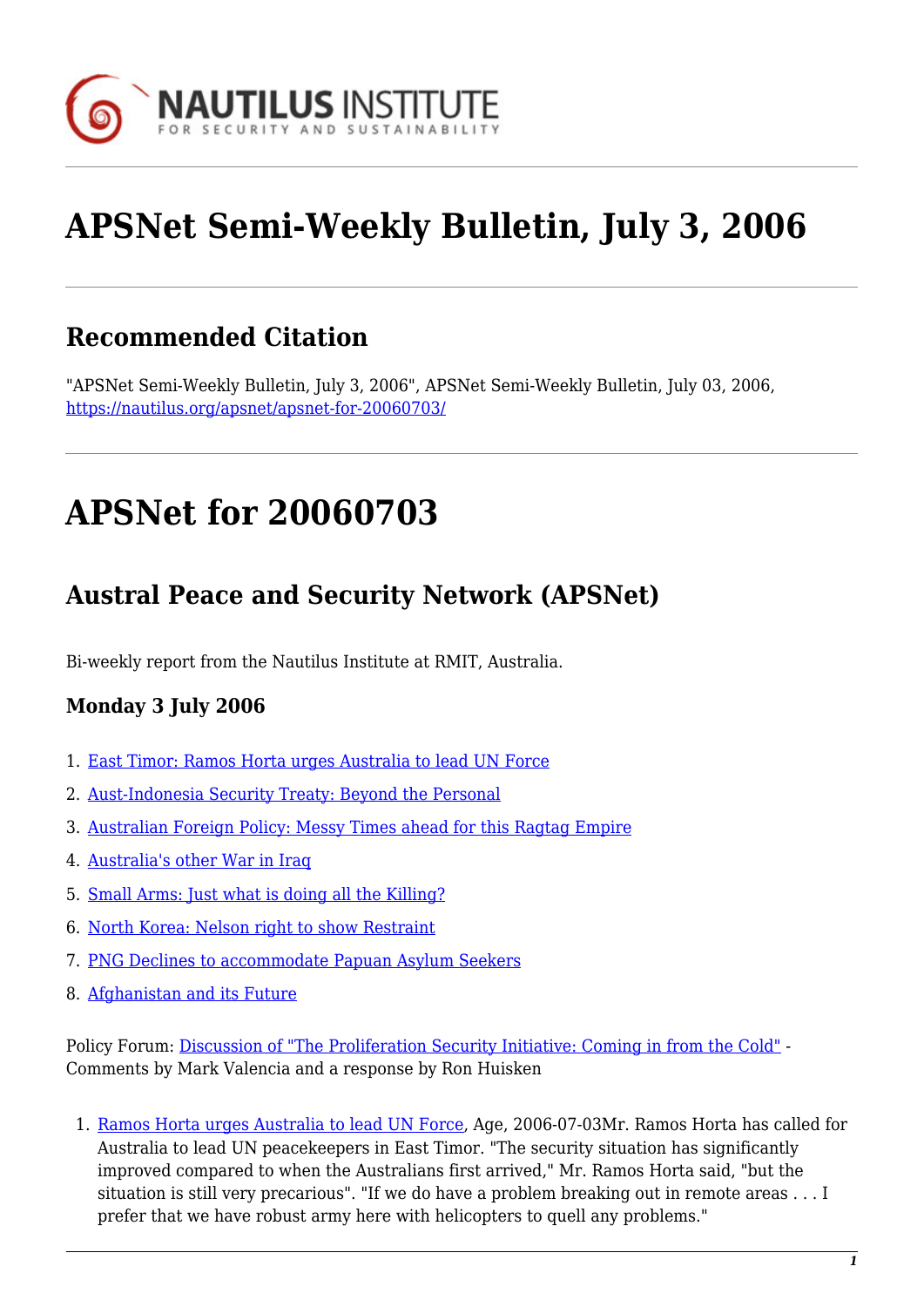# APSNet Semi-Weekly Bulletin, July 3, 2006

## Recommended Citation

"APSNet Semi-Weekly Bulletin, July 3, 2006", APSNet Semi-Weekly Bulletin, July 03, 2006, https://nautilus.org/apsnet/apsnet-for-20060703/

# APSNet for 20060703

## Austral Peace and Security Network (APSNet)

Bi-weekly report from the Nautilus Institute at RMIT, Australia.

### Monday 3 July 2006

1. East Timor: Ramos Horta urges Australia to lead UN Force
2. Aust-Indonesia Security Treaty: Beyond the Personal
3. Australian Foreign Policy: Messy Times ahead for this Ragtag Empire
4. Australia's other War in Iraq
5. Small Arms: Just what is doing all the Killing?
6. North Korea: Nelson right to show Restraint
7. PNG Declines to accommodate Papuan Asylum Seekers
8. Afghanistan and its Future

Policy Forum: Discussion of "The Proliferation Security Initiative: Coming in from the Cold" - Comments by Mark Valencia and a response by Ron Huisken

1. Ramos Horta urges Australia to lead UN Force, Age, 2006-07-03Mr. Ramos Horta has called for Australia to lead UN peacekeepers in East Timor. "The security situation has significantly improved compared to when the Australians first arrived," Mr. Ramos Horta said, "but the situation is still very precarious". "If we do have a problem breaking out in remote areas . . . I prefer that we have robust army here with helicopters to quell any problems."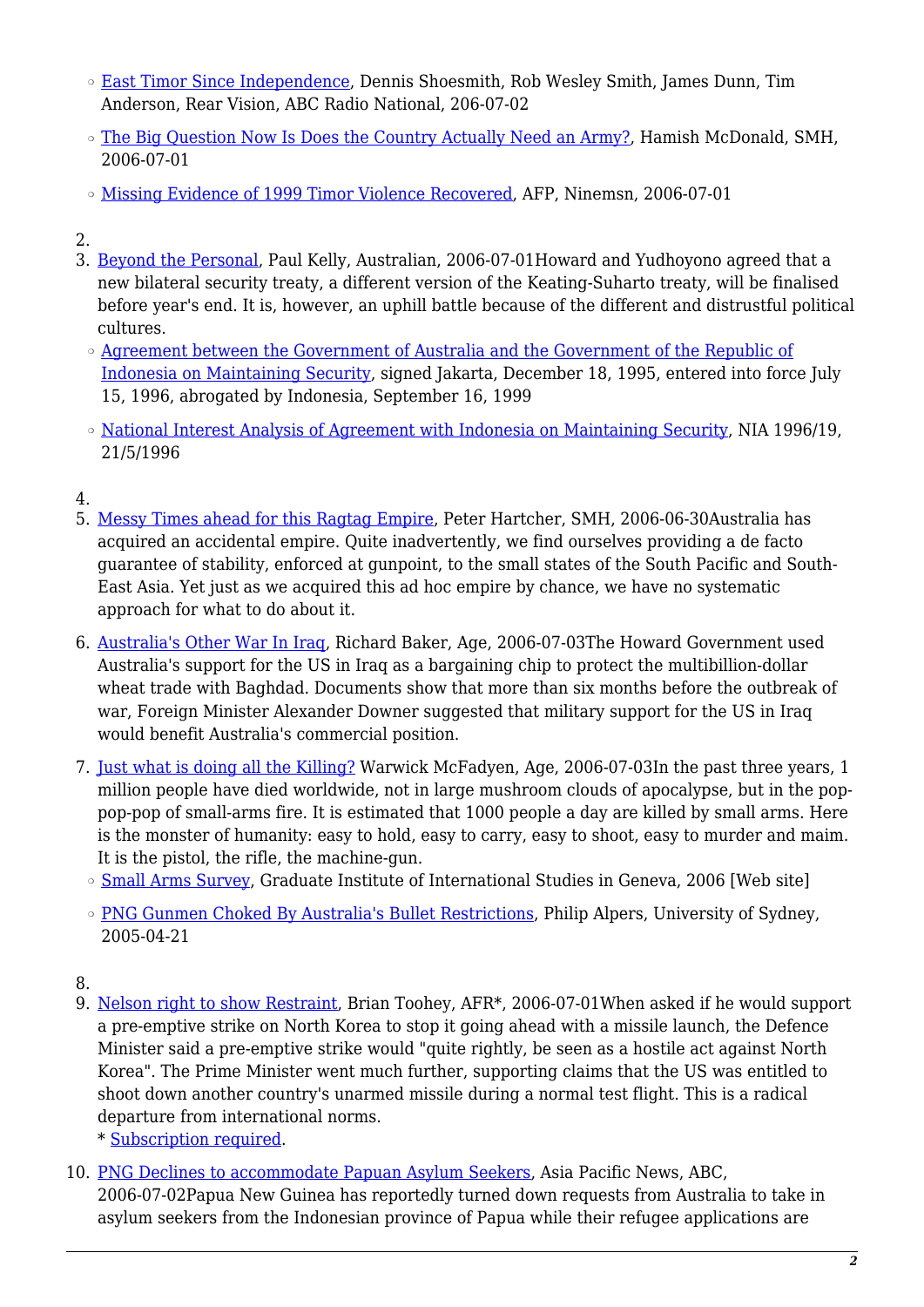- East Timor Since Independence, Dennis Shoesmith, Rob Wesley Smith, James Dunn, Tim Anderson, Rear Vision, ABC Radio National, 206-07-02
- The Big Question Now Is Does the Country Actually Need an Army?, Hamish McDonald, SMH, 2006-07-01
- Missing Evidence of 1999 Timor Violence Recovered, AFP, Ninemsn, 2006-07-01

2. 
3. Beyond the Personal, Paul Kelly, Australian, 2006-07-01Howard and Yudhoyono agreed that a new bilateral security treaty, a different version of the Keating-Suharto treaty, will be finalised before year's end. It is, however, an uphill battle because of the different and distrustful political cultures.
   - Agreement between the Government of Australia and the Government of the Republic of Indonesia on Maintaining Security, signed Jakarta, December 18, 1995, entered into force July 15, 1996, abrogated by Indonesia, September 16, 1999
   - National Interest Analysis of Agreement with Indonesia on Maintaining Security, NIA 1996/19, 21/5/1996
4. 
5. Messy Times ahead for this Ragtag Empire, Peter Hartcher, SMH, 2006-06-30Australia has acquired an accidental empire. Quite inadvertently, we find ourselves providing a de facto guarantee of stability, enforced at gunpoint, to the small states of the South Pacific and South-East Asia. Yet just as we acquired this ad hoc empire by chance, we have no systematic approach for what to do about it.
6. Australia's Other War In Iraq, Richard Baker, Age, 2006-07-03The Howard Government used Australia's support for the US in Iraq as a bargaining chip to protect the multibillion-dollar wheat trade with Baghdad. Documents show that more than six months before the outbreak of war, Foreign Minister Alexander Downer suggested that military support for the US in Iraq would benefit Australia's commercial position.
7. Just what is doing all the Killing? Warwick McFadyen, Age, 2006-07-03In the past three years, 1 million people have died worldwide, not in large mushroom clouds of apocalypse, but in the pop-pop-pop of small-arms fire. It is estimated that 1000 people a day are killed by small arms. Here is the monster of humanity: easy to hold, easy to carry, easy to shoot, easy to murder and maim. It is the pistol, the rifle, the machine-gun.
   - Small Arms Survey, Graduate Institute of International Studies in Geneva, 2006 [Web site]
   - PNG Gunmen Choked By Australia's Bullet Restrictions, Philip Alpers, University of Sydney, 2005-04-21
8. 
9. Nelson right to show Restraint, Brian Toohey, AFR*, 2006-07-01When asked if he would support a pre-emptive strike on North Korea to stop it going ahead with a missile launch, the Defence Minister said a pre-emptive strike would "quite rightly, be seen as a hostile act against North Korea". The Prime Minister went much further, supporting claims that the US was entitled to shoot down another country's unarmed missile during a normal test flight. This is a radical departure from international norms.
   * Subscription required.
10. PNG Declines to accommodate Papuan Asylum Seekers, Asia Pacific News, ABC, 2006-07-02Papua New Guinea has reportedly turned down requests from Australia to take in asylum seekers from the Indonesian province of Papua while their refugee applications are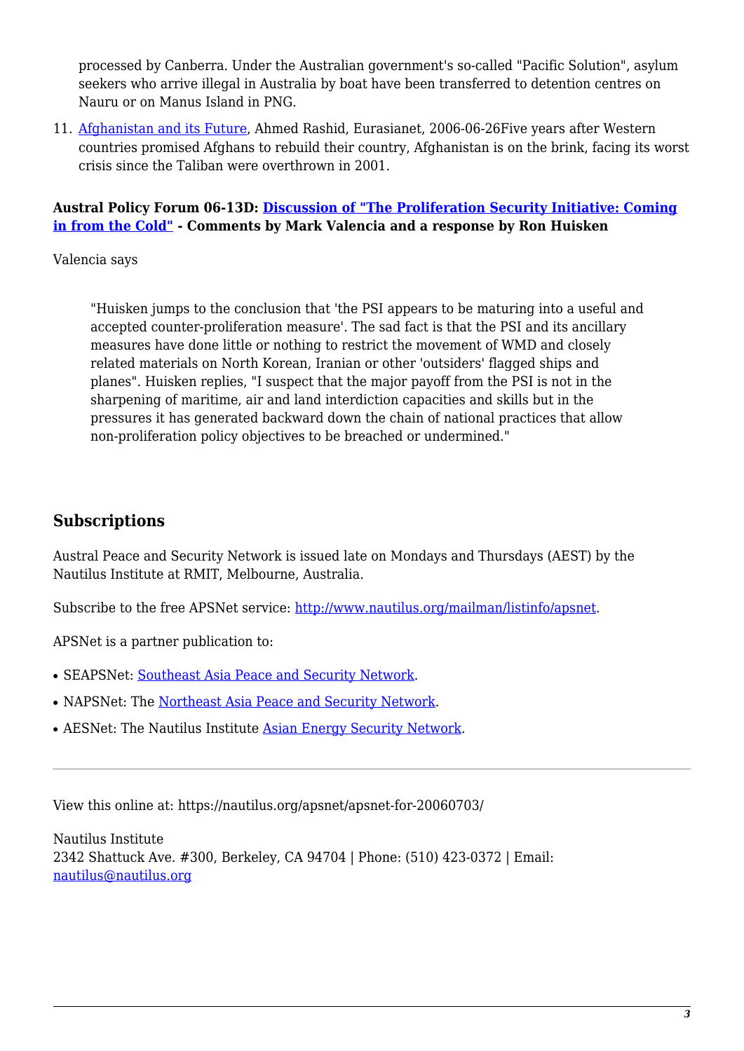processed by Canberra. Under the Australian government's so-called "Pacific Solution", asylum seekers who arrive illegal in Australia by boat have been transferred to detention centres on Nauru or on Manus Island in PNG.

11. [Afghanistan and its Future](), Ahmed Rashid, Eurasianet, 2006-06-26Five years after Western countries promised Afghans to rebuild their country, Afghanistan is on the brink, facing its worst crisis since the Taliban were overthrown in 2001.

**Austral Policy Forum 06-13D: [Discussion of "The Proliferation Security Initiative: Coming in from the Cold"]() - Comments by Mark Valencia and a response by Ron Huisken**

Valencia says

> "Huisken jumps to the conclusion that 'the PSI appears to be maturing into a useful and accepted counter-proliferation measure'. The sad fact is that the PSI and its ancillary measures have done little or nothing to restrict the movement of WMD and closely related materials on North Korean, Iranian or other 'outsiders' flagged ships and planes". Huisken replies, "I suspect that the major payoff from the PSI is not in the sharpening of maritime, air and land interdiction capacities and skills but in the pressures it has generated backward down the chain of national practices that allow non-proliferation policy objectives to be breached or undermined."

## Subscriptions

Austral Peace and Security Network is issued late on Mondays and Thursdays (AEST) by the Nautilus Institute at RMIT, Melbourne, Australia.

Subscribe to the free APSNet service: http://www.nautilus.org/mailman/listinfo/apsnet.

APSNet is a partner publication to:

- SEAPSNet: Southeast Asia Peace and Security Network.
- NAPSNet: The Northeast Asia Peace and Security Network.
- AESNet: The Nautilus Institute Asian Energy Security Network.

---

View this online at: https://nautilus.org/apsnet/apsnet-for-20060703/

Nautilus Institute
2342 Shattuck Ave. #300, Berkeley, CA 94704 | Phone: (510) 423-0372 | Email: nautilus@nautilus.org